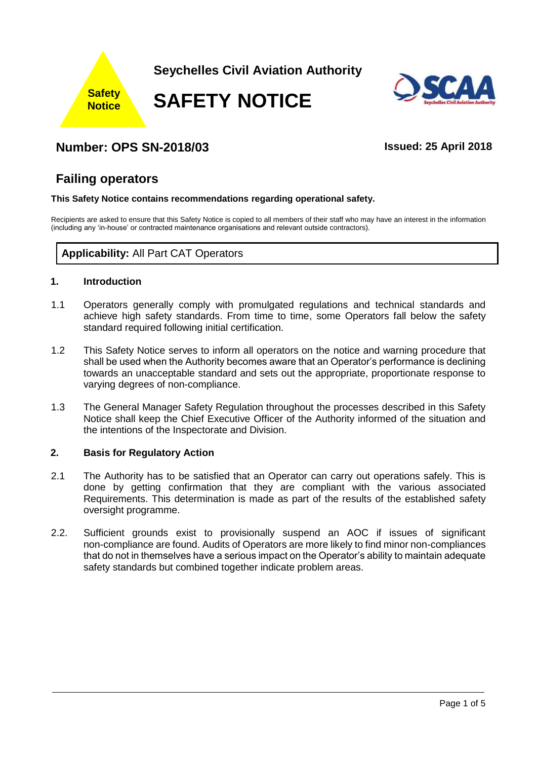Seychelles Civil Aviation Authority

# SAFETY NOTICE

## Number: OPS SN-2018/03

**Issued: 25 April 2018**

## Failing operators

**This Safety Notice contains recommendations regarding operational safety.**

Recipients are asked to ensure that this Safety Notice is copied to all members of their staff who may have an interest in the information (including any 'in-house' or contracted maintenance organisations and relevant outside contractors).

**Applicability:** All Part CAT Operators

### 1. Introduction

1.1 Operators generally comply with promulgated regulations and technical standards and achieve high safety standards. From time to time, some Operators fall below the safety standard required following initial certification.

1.2 This Safety Notice serves to inform all operators on the notice and warning procedure that shall be used when the Authority becomes aware that an Operator's performance is declining towards an unacceptable standard and sets out the appropriate, proportionate response to varying degrees of non-compliance.

1.3 The General Manager Safety Regulation throughout the processes described in this Safety Notice shall keep the Chief Executive Officer of the Authority informed of the situation and the intentions of the Inspectorate and Division.

### 2. Basis for Regulatory Action

2.1 The Authority has to be satisfied that an Operator can carry out operations safely. This is done by getting confirmation that they are compliant with the various associated Requirements. This determination is made as part of the results of the established safety oversight programme.

2.2. Sufficient grounds exist to provisionally suspend an AOC if issues of significant non-compliance are found. Audits of Operators are more likely to find minor non-compliances that do not in themselves have a serious impact on the Operator's ability to maintain adequate safety standards but combined together indicate problem areas.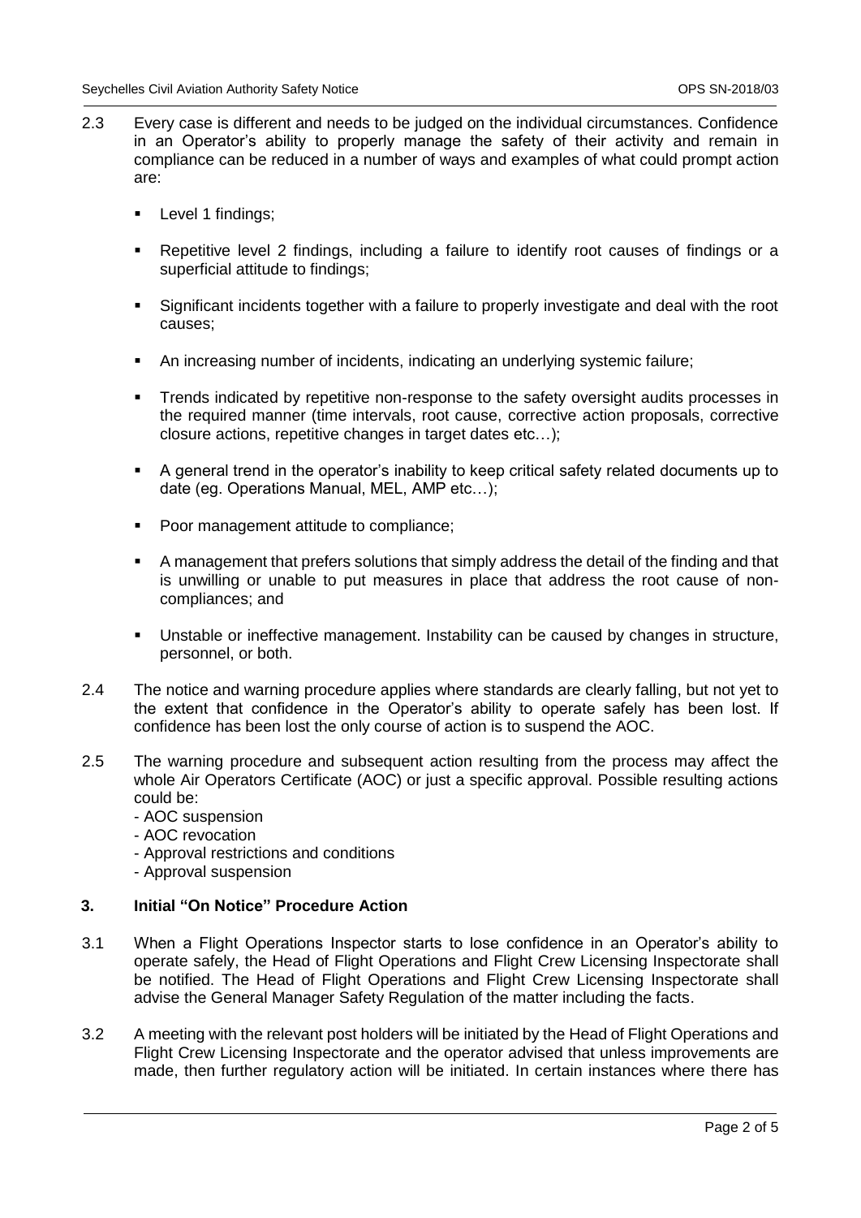2.3 Every case is different and needs to be judged on the individual circumstances. Confidence in an Operator's ability to properly manage the safety of their activity and remain in compliance can be reduced in a number of ways and examples of what could prompt action are:

- Level 1 findings;
- Repetitive level 2 findings, including a failure to identify root causes of findings or a superficial attitude to findings;
- Significant incidents together with a failure to properly investigate and deal with the root causes;
- An increasing number of incidents, indicating an underlying systemic failure;
- Trends indicated by repetitive non-response to the safety oversight audits processes in the required manner (time intervals, root cause, corrective action proposals, corrective closure actions, repetitive changes in target dates etc…);
- A general trend in the operator's inability to keep critical safety related documents up to date (eg. Operations Manual, MEL, AMP etc…);
- Poor management attitude to compliance;
- A management that prefers solutions that simply address the detail of the finding and that is unwilling or unable to put measures in place that address the root cause of non-compliances; and
- Unstable or ineffective management. Instability can be caused by changes in structure, personnel, or both.

2.4 The notice and warning procedure applies where standards are clearly falling, but not yet to the extent that confidence in the Operator's ability to operate safely has been lost. If confidence has been lost the only course of action is to suspend the AOC.

2.5 The warning procedure and subsequent action resulting from the process may affect the whole Air Operators Certificate (AOC) or just a specific approval. Possible resulting actions could be:

- AOC suspension
- AOC revocation
- Approval restrictions and conditions
- Approval suspension

## 3. Initial "On Notice" Procedure Action

3.1 When a Flight Operations Inspector starts to lose confidence in an Operator's ability to operate safely, the Head of Flight Operations and Flight Crew Licensing Inspectorate shall be notified. The Head of Flight Operations and Flight Crew Licensing Inspectorate shall advise the General Manager Safety Regulation of the matter including the facts.

3.2 A meeting with the relevant post holders will be initiated by the Head of Flight Operations and Flight Crew Licensing Inspectorate and the operator advised that unless improvements are made, then further regulatory action will be initiated. In certain instances where there has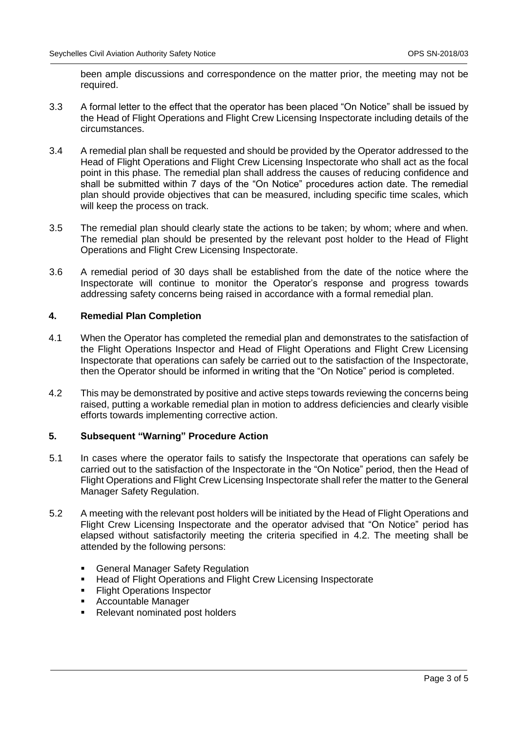been ample discussions and correspondence on the matter prior, the meeting may not be required.

3.3 A formal letter to the effect that the operator has been placed "On Notice" shall be issued by the Head of Flight Operations and Flight Crew Licensing Inspectorate including details of the circumstances.

3.4 A remedial plan shall be requested and should be provided by the Operator addressed to the Head of Flight Operations and Flight Crew Licensing Inspectorate who shall act as the focal point in this phase. The remedial plan shall address the causes of reducing confidence and shall be submitted within 7 days of the "On Notice" procedures action date. The remedial plan should provide objectives that can be measured, including specific time scales, which will keep the process on track.

3.5 The remedial plan should clearly state the actions to be taken; by whom; where and when. The remedial plan should be presented by the relevant post holder to the Head of Flight Operations and Flight Crew Licensing Inspectorate.

3.6 A remedial period of 30 days shall be established from the date of the notice where the Inspectorate will continue to monitor the Operator's response and progress towards addressing safety concerns being raised in accordance with a formal remedial plan.

## 4. Remedial Plan Completion

4.1 When the Operator has completed the remedial plan and demonstrates to the satisfaction of the Flight Operations Inspector and Head of Flight Operations and Flight Crew Licensing Inspectorate that operations can safely be carried out to the satisfaction of the Inspectorate, then the Operator should be informed in writing that the "On Notice" period is completed.

4.2 This may be demonstrated by positive and active steps towards reviewing the concerns being raised, putting a workable remedial plan in motion to address deficiencies and clearly visible efforts towards implementing corrective action.

## 5. Subsequent "Warning" Procedure Action

5.1 In cases where the operator fails to satisfy the Inspectorate that operations can safely be carried out to the satisfaction of the Inspectorate in the "On Notice" period, then the Head of Flight Operations and Flight Crew Licensing Inspectorate shall refer the matter to the General Manager Safety Regulation.

5.2 A meeting with the relevant post holders will be initiated by the Head of Flight Operations and Flight Crew Licensing Inspectorate and the operator advised that "On Notice" period has elapsed without satisfactorily meeting the criteria specified in 4.2. The meeting shall be attended by the following persons:

- General Manager Safety Regulation
- Head of Flight Operations and Flight Crew Licensing Inspectorate
- Flight Operations Inspector
- Accountable Manager
- Relevant nominated post holders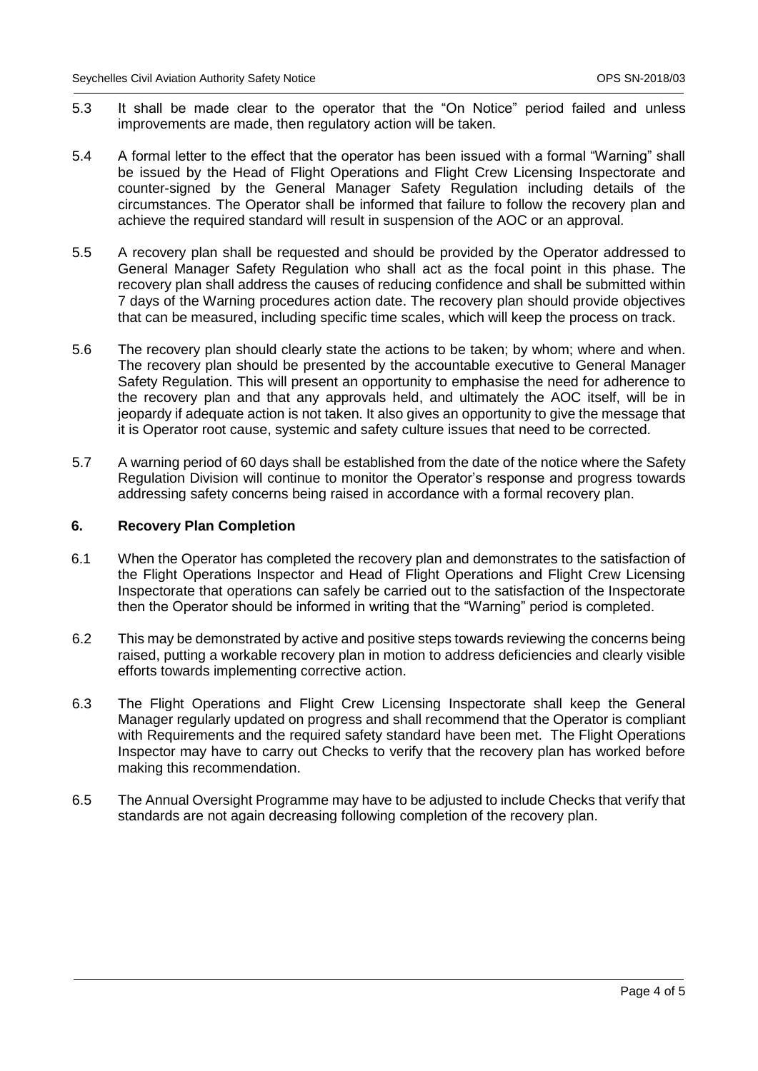5.3 It shall be made clear to the operator that the "On Notice" period failed and unless improvements are made, then regulatory action will be taken.

5.4 A formal letter to the effect that the operator has been issued with a formal "Warning" shall be issued by the Head of Flight Operations and Flight Crew Licensing Inspectorate and counter-signed by the General Manager Safety Regulation including details of the circumstances. The Operator shall be informed that failure to follow the recovery plan and achieve the required standard will result in suspension of the AOC or an approval.

5.5 A recovery plan shall be requested and should be provided by the Operator addressed to General Manager Safety Regulation who shall act as the focal point in this phase. The recovery plan shall address the causes of reducing confidence and shall be submitted within 7 days of the Warning procedures action date. The recovery plan should provide objectives that can be measured, including specific time scales, which will keep the process on track.

5.6 The recovery plan should clearly state the actions to be taken; by whom; where and when. The recovery plan should be presented by the accountable executive to General Manager Safety Regulation. This will present an opportunity to emphasise the need for adherence to the recovery plan and that any approvals held, and ultimately the AOC itself, will be in jeopardy if adequate action is not taken. It also gives an opportunity to give the message that it is Operator root cause, systemic and safety culture issues that need to be corrected.

5.7 A warning period of 60 days shall be established from the date of the notice where the Safety Regulation Division will continue to monitor the Operator's response and progress towards addressing safety concerns being raised in accordance with a formal recovery plan.

## 6. Recovery Plan Completion

6.1 When the Operator has completed the recovery plan and demonstrates to the satisfaction of the Flight Operations Inspector and Head of Flight Operations and Flight Crew Licensing Inspectorate that operations can safely be carried out to the satisfaction of the Inspectorate then the Operator should be informed in writing that the "Warning" period is completed.

6.2 This may be demonstrated by active and positive steps towards reviewing the concerns being raised, putting a workable recovery plan in motion to address deficiencies and clearly visible efforts towards implementing corrective action.

6.3 The Flight Operations and Flight Crew Licensing Inspectorate shall keep the General Manager regularly updated on progress and shall recommend that the Operator is compliant with Requirements and the required safety standard have been met. The Flight Operations Inspector may have to carry out Checks to verify that the recovery plan has worked before making this recommendation.

6.5 The Annual Oversight Programme may have to be adjusted to include Checks that verify that standards are not again decreasing following completion of the recovery plan.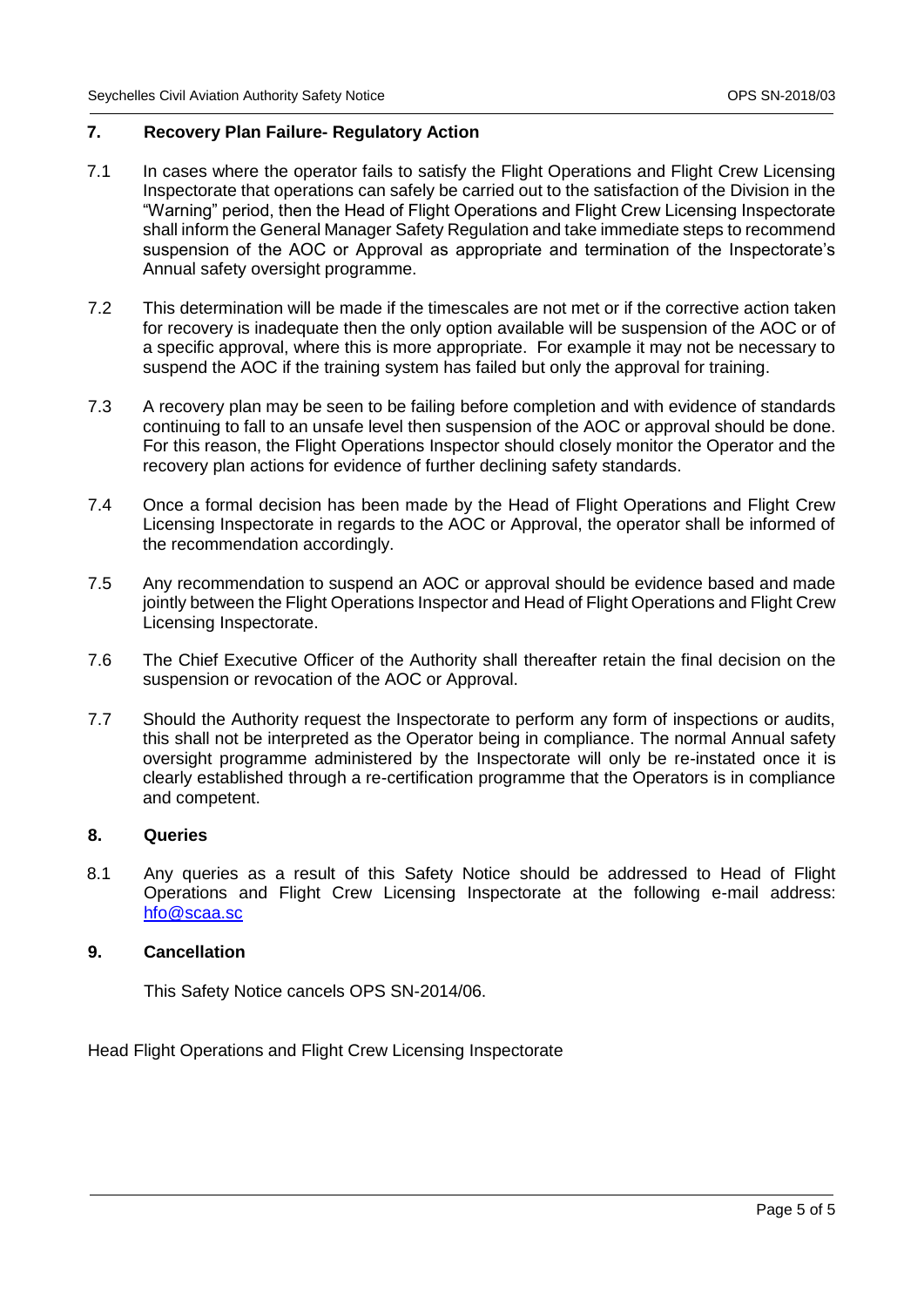## 7. Recovery Plan Failure- Regulatory Action

7.1 In cases where the operator fails to satisfy the Flight Operations and Flight Crew Licensing Inspectorate that operations can safely be carried out to the satisfaction of the Division in the "Warning" period, then the Head of Flight Operations and Flight Crew Licensing Inspectorate shall inform the General Manager Safety Regulation and take immediate steps to recommend suspension of the AOC or Approval as appropriate and termination of the Inspectorate's Annual safety oversight programme.

7.2 This determination will be made if the timescales are not met or if the corrective action taken for recovery is inadequate then the only option available will be suspension of the AOC or of a specific approval, where this is more appropriate. For example it may not be necessary to suspend the AOC if the training system has failed but only the approval for training.

7.3 A recovery plan may be seen to be failing before completion and with evidence of standards continuing to fall to an unsafe level then suspension of the AOC or approval should be done. For this reason, the Flight Operations Inspector should closely monitor the Operator and the recovery plan actions for evidence of further declining safety standards.

7.4 Once a formal decision has been made by the Head of Flight Operations and Flight Crew Licensing Inspectorate in regards to the AOC or Approval, the operator shall be informed of the recommendation accordingly.

7.5 Any recommendation to suspend an AOC or approval should be evidence based and made jointly between the Flight Operations Inspector and Head of Flight Operations and Flight Crew Licensing Inspectorate.

7.6 The Chief Executive Officer of the Authority shall thereafter retain the final decision on the suspension or revocation of the AOC or Approval.

7.7 Should the Authority request the Inspectorate to perform any form of inspections or audits, this shall not be interpreted as the Operator being in compliance. The normal Annual safety oversight programme administered by the Inspectorate will only be re-instated once it is clearly established through a re-certification programme that the Operators is in compliance and competent.

## 8. Queries

8.1 Any queries as a result of this Safety Notice should be addressed to Head of Flight Operations and Flight Crew Licensing Inspectorate at the following e-mail address: hfo@scaa.sc

## 9. Cancellation

This Safety Notice cancels OPS SN-2014/06.

Head Flight Operations and Flight Crew Licensing Inspectorate